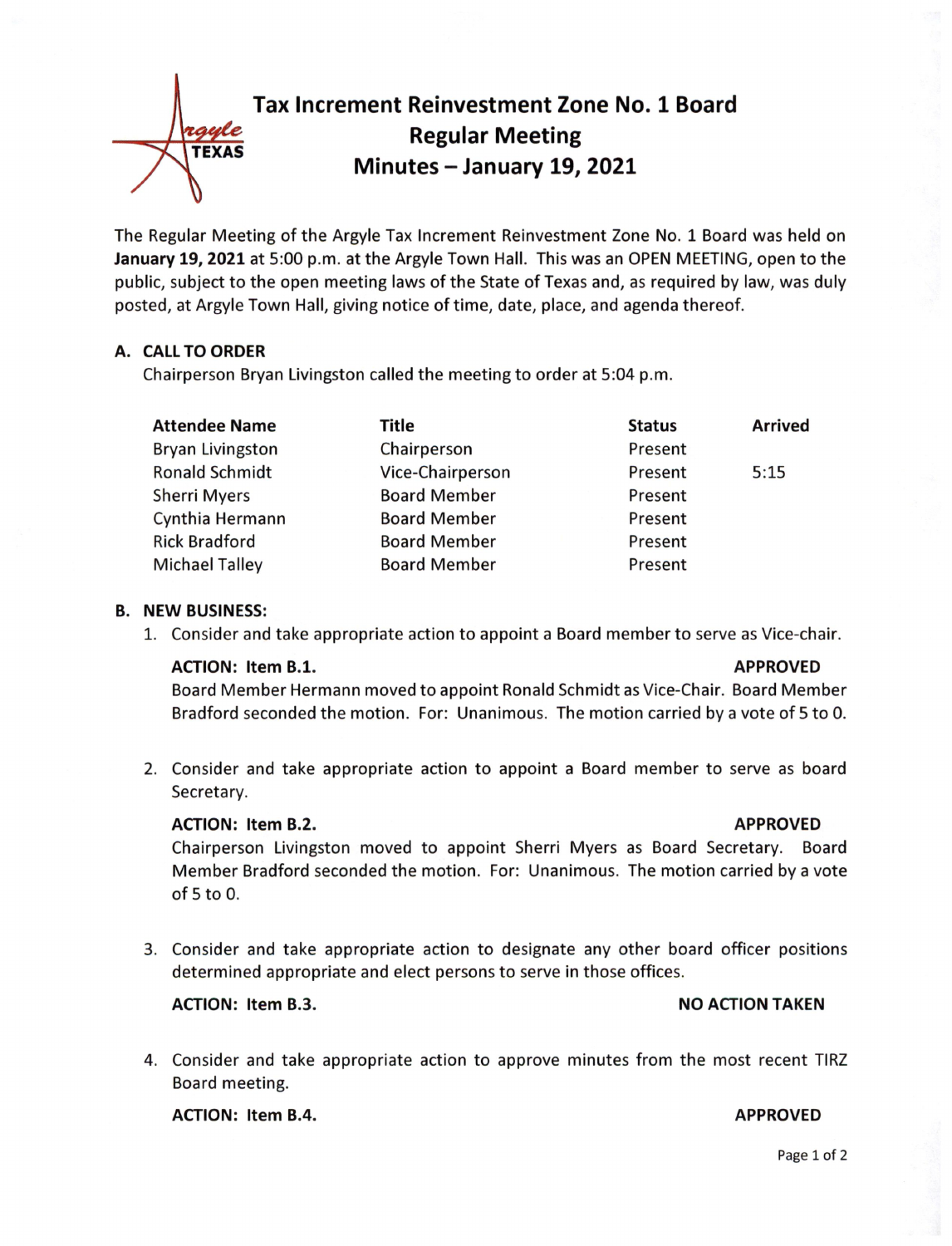# Tax Increment Reinvestment Zone No. 1 Board
## Regular Meeting
## Minutes – January 19, 2021

The Regular Meeting of the Argyle Tax Increment Reinvestment Zone No. 1 Board was held on **January 19, 2021** at 5:00 p.m. at the Argyle Town Hall. This was an OPEN MEETING, open to the public, subject to the open meeting laws of the State of Texas and, as required by law, was duly posted, at Argyle Town Hall, giving notice of time, date, place, and agenda thereof.

### A. CALL TO ORDER

Chairperson Bryan Livingston called the meeting to order at 5:04 p.m.

| Attendee Name | Title | Status | Arrived |
|---|---|---|---|
| Bryan Livingston | Chairperson | Present | |
| Ronald Schmidt | Vice-Chairperson | Present | 5:15 |
| Sherri Myers | Board Member | Present | |
| Cynthia Hermann | Board Member | Present | |
| Rick Bradford | Board Member | Present | |
| Michael Talley | Board Member | Present | |

### B. NEW BUSINESS:

1. Consider and take appropriate action to appoint a Board member to serve as Vice-chair.

   **ACTION: Item B.1.** **APPROVED**

   Board Member Hermann moved to appoint Ronald Schmidt as Vice-Chair. Board Member Bradford seconded the motion. For: Unanimous. The motion carried by a vote of 5 to 0.

2. Consider and take appropriate action to appoint a Board member to serve as board Secretary.

   **ACTION: Item B.2.** **APPROVED**

   Chairperson Livingston moved to appoint Sherri Myers as Board Secretary. Board Member Bradford seconded the motion. For: Unanimous. The motion carried by a vote of 5 to 0.

3. Consider and take appropriate action to designate any other board officer positions determined appropriate and elect persons to serve in those offices.

   **ACTION: Item B.3.** **NO ACTION TAKEN**

4. Consider and take appropriate action to approve minutes from the most recent TIRZ Board meeting.

   **ACTION: Item B.4.** **APPROVED**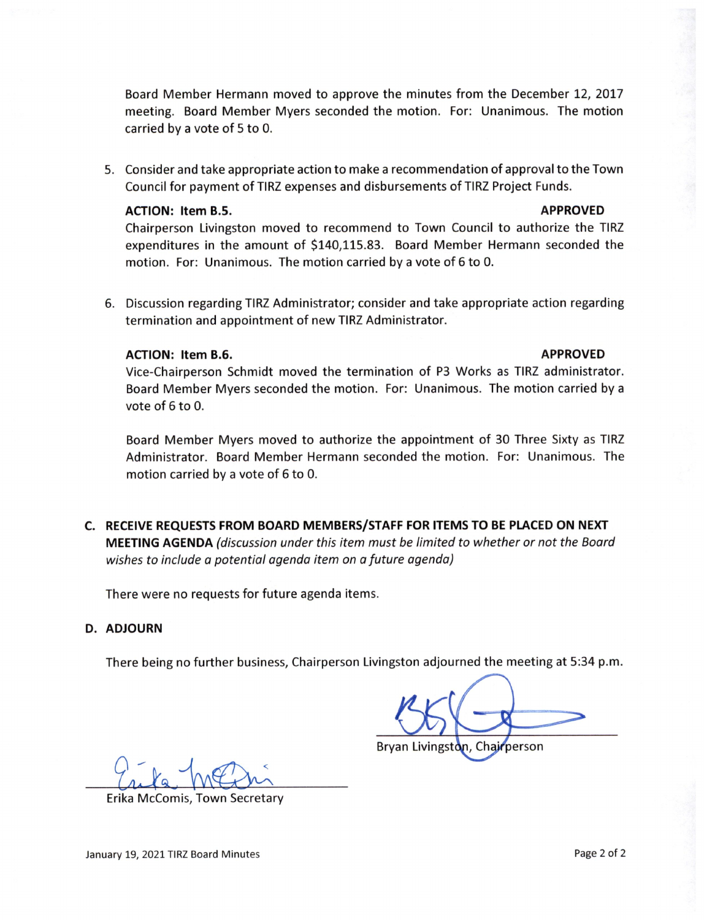Board Member Hermann moved to approve the minutes from the December 12, 2017 meeting. Board Member Myers seconded the motion. For: Unanimous. The motion carried by a vote of 5 to 0.

5. Consider and take appropriate action to make a recommendation of approval to the Town Council for payment of TIRZ expenses and disbursements of TIRZ Project Funds.

   **ACTION: Item B.5.** **APPROVED**

   Chairperson Livingston moved to recommend to Town Council to authorize the TIRZ expenditures in the amount of $140,115.83. Board Member Hermann seconded the motion. For: Unanimous. The motion carried by a vote of 6 to 0.

6. Discussion regarding TIRZ Administrator; consider and take appropriate action regarding termination and appointment of new TIRZ Administrator.

   **ACTION: Item B.6.** **APPROVED**

   Vice-Chairperson Schmidt moved the termination of P3 Works as TIRZ administrator. Board Member Myers seconded the motion. For: Unanimous. The motion carried by a vote of 6 to 0.

   Board Member Myers moved to authorize the appointment of 30 Three Sixty as TIRZ Administrator. Board Member Hermann seconded the motion. For: Unanimous. The motion carried by a vote of 6 to 0.

## C. RECEIVE REQUESTS FROM BOARD MEMBERS/STAFF FOR ITEMS TO BE PLACED ON NEXT MEETING AGENDA *(discussion under this item must be limited to whether or not the Board wishes to include a potential agenda item on a future agenda)*

There were no requests for future agenda items.

## D. ADJOURN

There being no further business, Chairperson Livingston adjourned the meeting at 5:34 p.m.

Bryan Livingston, Chairperson

Erika McComis, Town Secretary

January 19, 2021 TIRZ Board Minutes